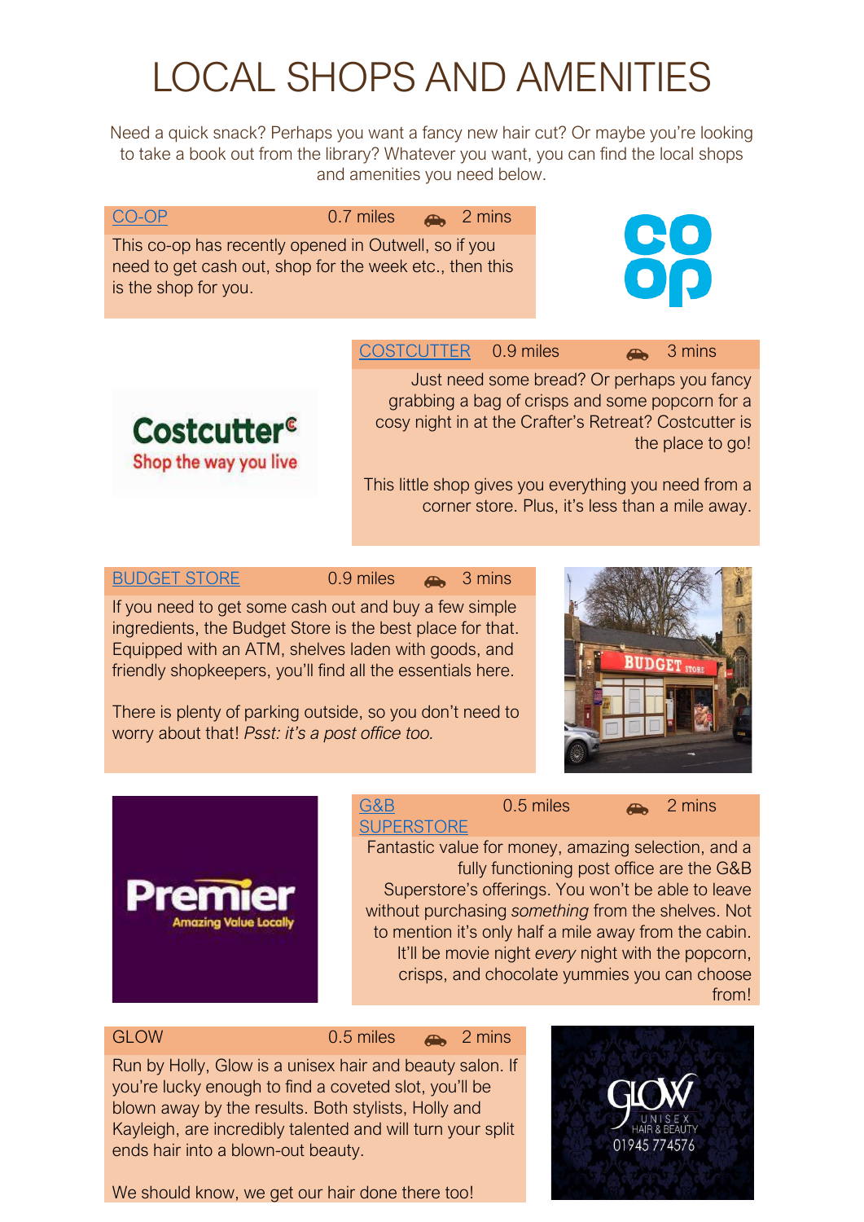# LOCAL SHOPS AND AMENITIES

Need a quick snack? Perhaps you want a fancy new hair cut? Or maybe you're looking to take a book out from the library? Whatever you want, you can find the local shops and amenities you need below.

## CO-OP — 0.7 miles — 2 mins

This co-op has recently opened in Outwell, so if you need to get cash out, shop for the week etc., then this is the shop for you.

## COSTCUTTER — 0.9 miles — 3 mins

Just need some bread? Or perhaps you fancy grabbing a bag of crisps and some popcorn for a cosy night in at the Crafter's Retreat? Costcutter is the place to go!

This little shop gives you everything you need from a corner store. Plus, it's less than a mile away.

## BUDGET STORE — 0.9 miles — 3 mins

If you need to get some cash out and buy a few simple ingredients, the Budget Store is the best place for that. Equipped with an ATM, shelves laden with goods, and friendly shopkeepers, you'll find all the essentials here.

There is plenty of parking outside, so you don't need to worry about that! *Psst: it's a post office too.*

## G&B SUPERSTORE — 0.5 miles — 2 mins

Fantastic value for money, amazing selection, and a fully functioning post office are the G&B Superstore's offerings. You won't be able to leave without purchasing *something* from the shelves. Not to mention it's only half a mile away from the cabin. It'll be movie night *every* night with the popcorn, crisps, and chocolate yummies you can choose from!

## GLOW — 0.5 miles — 2 mins

Run by Holly, Glow is a unisex hair and beauty salon. If you're lucky enough to find a coveted slot, you'll be blown away by the results. Both stylists, Holly and Kayleigh, are incredibly talented and will turn your split ends hair into a blown-out beauty.

We should know, we get our hair done there too!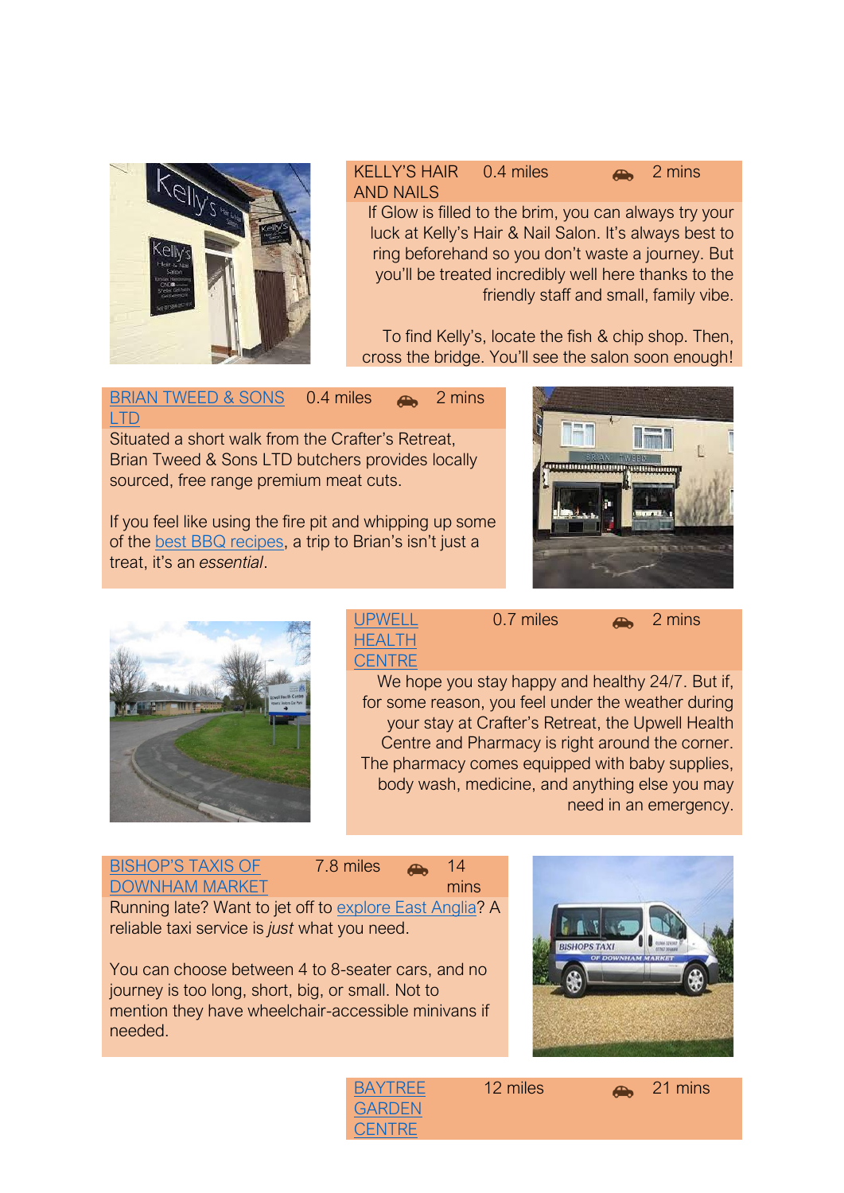KELLY'S HAIR AND NAILS 0.4 miles 🚗 2 mins

If Glow is filled to the brim, you can always try your luck at Kelly's Hair & Nail Salon. It's always best to ring beforehand so you don't waste a journey. But you'll be treated incredibly well here thanks to the friendly staff and small, family vibe.

To find Kelly's, locate the fish & chip shop. Then, cross the bridge. You'll see the salon soon enough!

BRIAN TWEED & SONS LTD 0.4 miles 🚗 2 mins

Situated a short walk from the Crafter's Retreat, Brian Tweed & Sons LTD butchers provides locally sourced, free range premium meat cuts.

If you feel like using the fire pit and whipping up some of the best BBQ recipes, a trip to Brian's isn't just a treat, it's an *essential*.

UPWELL HEALTH CENTRE 0.7 miles 🚗 2 mins

We hope you stay happy and healthy 24/7. But if, for some reason, you feel under the weather during your stay at Crafter's Retreat, the Upwell Health Centre and Pharmacy is right around the corner. The pharmacy comes equipped with baby supplies, body wash, medicine, and anything else you may need in an emergency.

BISHOP'S TAXIS OF DOWNHAM MARKET 7.8 miles 🚗 14 mins

Running late? Want to jet off to explore East Anglia? A reliable taxi service is *just* what you need.

You can choose between 4 to 8-seater cars, and no journey is too long, short, big, or small. Not to mention they have wheelchair-accessible minivans if needed.

BAYTREE GARDEN CENTRE 12 miles 🚗 21 mins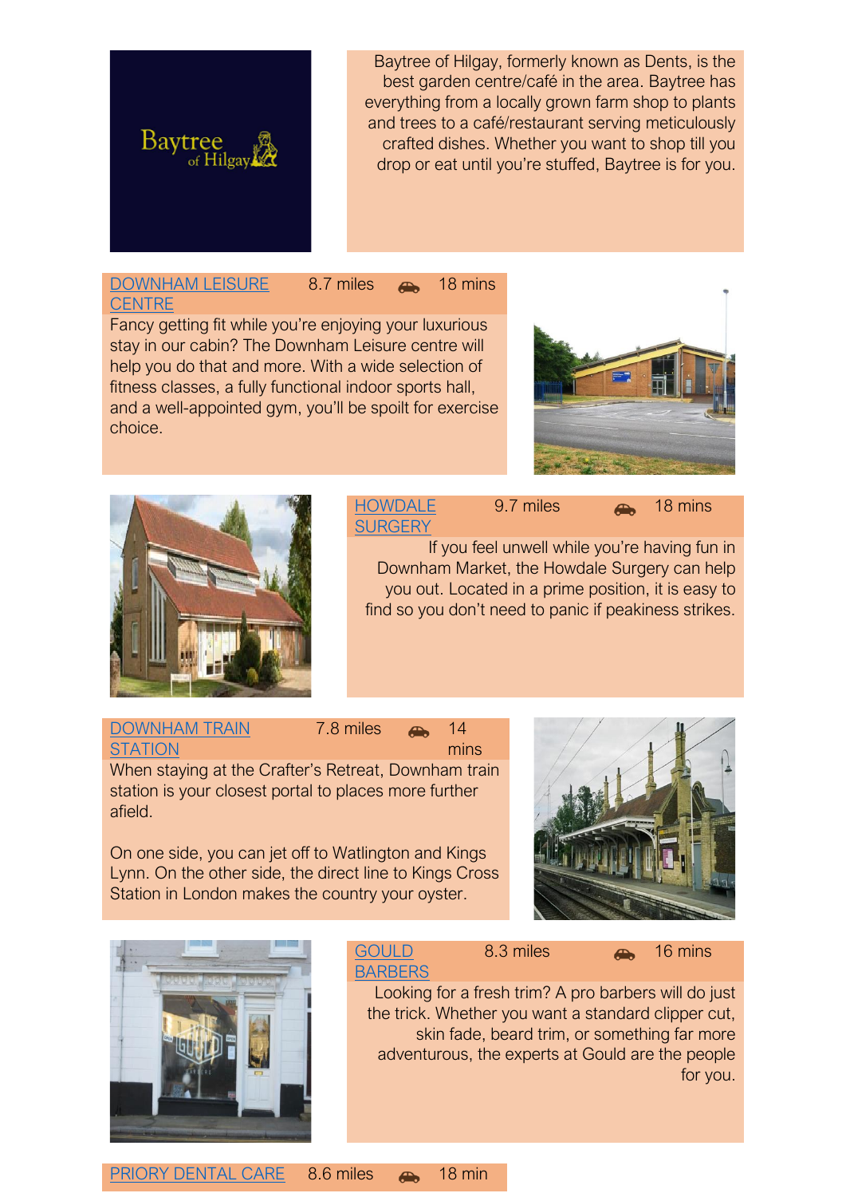Baytree of Hilgay, formerly known as Dents, is the best garden centre/café in the area. Baytree has everything from a locally grown farm shop to plants and trees to a café/restaurant serving meticulously crafted dishes. Whether you want to shop till you drop or eat until you're stuffed, Baytree is for you.

## DOWNHAM LEISURE CENTRE — 8.7 miles — 18 mins

Fancy getting fit while you're enjoying your luxurious stay in our cabin? The Downham Leisure centre will help you do that and more. With a wide selection of fitness classes, a fully functional indoor sports hall, and a well-appointed gym, you'll be spoilt for exercise choice.

## HOWDALE SURGERY — 9.7 miles — 18 mins

If you feel unwell while you're having fun in Downham Market, the Howdale Surgery can help you out. Located in a prime position, it is easy to find so you don't need to panic if peakiness strikes.

## DOWNHAM TRAIN STATION — 7.8 miles — 14 mins

When staying at the Crafter's Retreat, Downham train station is your closest portal to places more further afield.

On one side, you can jet off to Watlington and Kings Lynn. On the other side, the direct line to Kings Cross Station in London makes the country your oyster.

## GOULD BARBERS — 8.3 miles — 16 mins

Looking for a fresh trim? A pro barbers will do just the trick. Whether you want a standard clipper cut, skin fade, beard trim, or something far more adventurous, the experts at Gould are the people for you.

## PRIORY DENTAL CARE — 8.6 miles — 18 min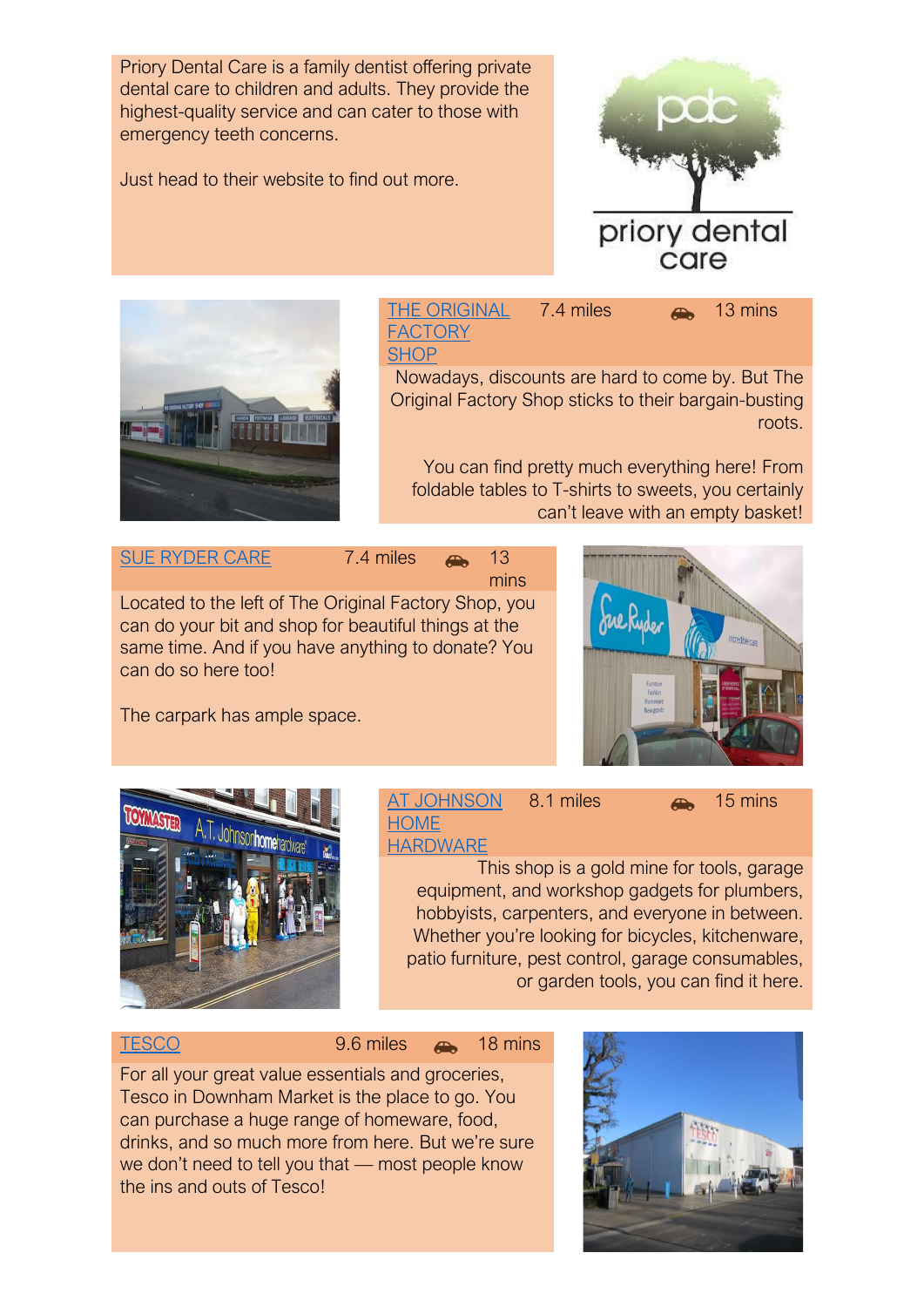Priory Dental Care is a family dentist offering private dental care to children and adults. They provide the highest-quality service and can cater to those with emergency teeth concerns.

Just head to their website to find out more.

priory dental care

THE ORIGINAL FACTORY SHOP 7.4 miles 13 mins

Nowadays, discounts are hard to come by. But The Original Factory Shop sticks to their bargain-busting roots.

You can find pretty much everything here! From foldable tables to T-shirts to sweets, you certainly can't leave with an empty basket!

SUE RYDER CARE 7.4 miles 13 mins

Located to the left of The Original Factory Shop, you can do your bit and shop for beautiful things at the same time. And if you have anything to donate? You can do so here too!

The carpark has ample space.

AT JOHNSON HOME HARDWARE 8.1 miles 15 mins

This shop is a gold mine for tools, garage equipment, and workshop gadgets for plumbers, hobbyists, carpenters, and everyone in between. Whether you're looking for bicycles, kitchenware, patio furniture, pest control, garage consumables, or garden tools, you can find it here.

TESCO 9.6 miles 18 mins

For all your great value essentials and groceries, Tesco in Downham Market is the place to go. You can purchase a huge range of homeware, food, drinks, and so much more from here. But we're sure we don't need to tell you that — most people know the ins and outs of Tesco!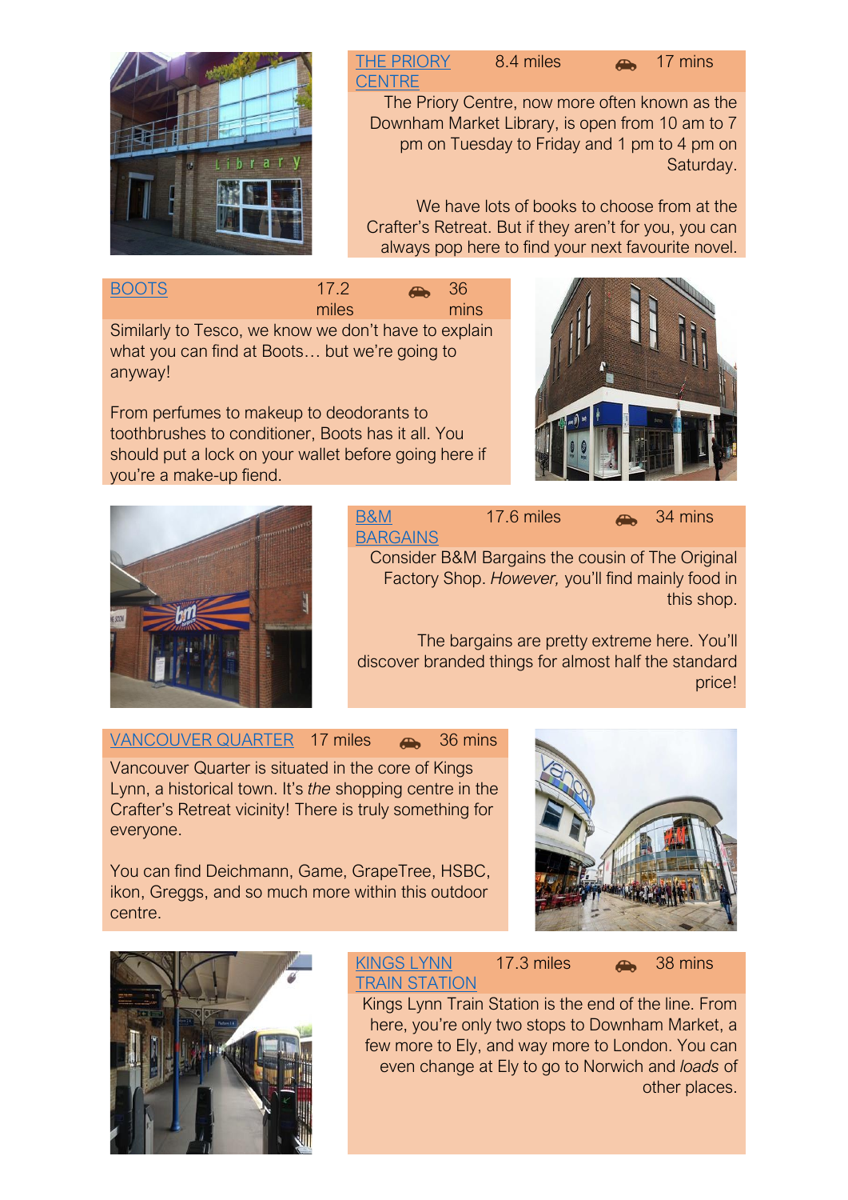## [THE PRIORY CENTRE](#) 8.4 miles 17 mins

The Priory Centre, now more often known as the Downham Market Library, is open from 10 am to 7 pm on Tuesday to Friday and 1 pm to 4 pm on Saturday.

We have lots of books to choose from at the Crafter's Retreat. But if they aren't for you, you can always pop here to find your next favourite novel.

## [BOOTS](#) 17.2 miles 36 mins

Similarly to Tesco, we know we don't have to explain what you can find at Boots… but we're going to anyway!

From perfumes to makeup to deodorants to toothbrushes to conditioner, Boots has it all. You should put a lock on your wallet before going here if you're a make-up fiend.

## [B&M BARGAINS](#) 17.6 miles 34 mins

Consider B&M Bargains the cousin of The Original Factory Shop. *However,* you'll find mainly food in this shop.

The bargains are pretty extreme here. You'll discover branded things for almost half the standard price!

## [VANCOUVER QUARTER](#) 17 miles 36 mins

Vancouver Quarter is situated in the core of Kings Lynn, a historical town. It's *the* shopping centre in the Crafter's Retreat vicinity! There is truly something for everyone.

You can find Deichmann, Game, GrapeTree, HSBC, ikon, Greggs, and so much more within this outdoor centre.

## [KINGS LYNN TRAIN STATION](#) 17.3 miles 38 mins

Kings Lynn Train Station is the end of the line. From here, you're only two stops to Downham Market, a few more to Ely, and way more to London. You can even change at Ely to go to Norwich and *loads* of other places.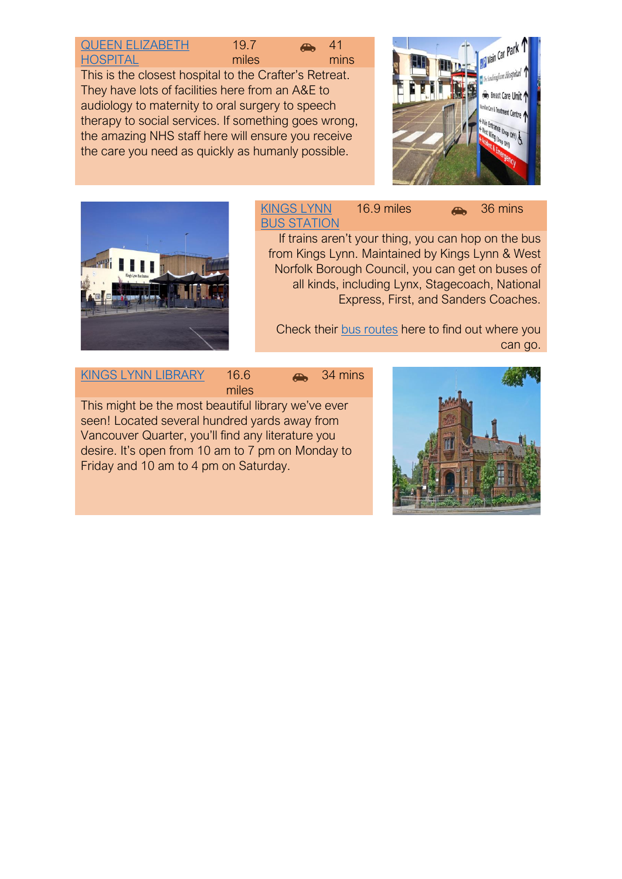QUEEN ELIZABETH HOSPITAL 19.7 miles 41 mins

This is the closest hospital to the Crafter's Retreat. They have lots of facilities here from an A&E to audiology to maternity to oral surgery to speech therapy to social services. If something goes wrong, the amazing NHS staff here will ensure you receive the care you need as quickly as humanly possible.

KINGS LYNN BUS STATION 16.9 miles 36 mins

If trains aren't your thing, you can hop on the bus from Kings Lynn. Maintained by Kings Lynn & West Norfolk Borough Council, you can get on buses of all kinds, including Lynx, Stagecoach, National Express, First, and Sanders Coaches.

Check their bus routes here to find out where you can go.

KINGS LYNN LIBRARY 16.6 miles 34 mins

This might be the most beautiful library we've ever seen! Located several hundred yards away from Vancouver Quarter, you'll find any literature you desire. It's open from 10 am to 7 pm on Monday to Friday and 10 am to 4 pm on Saturday.